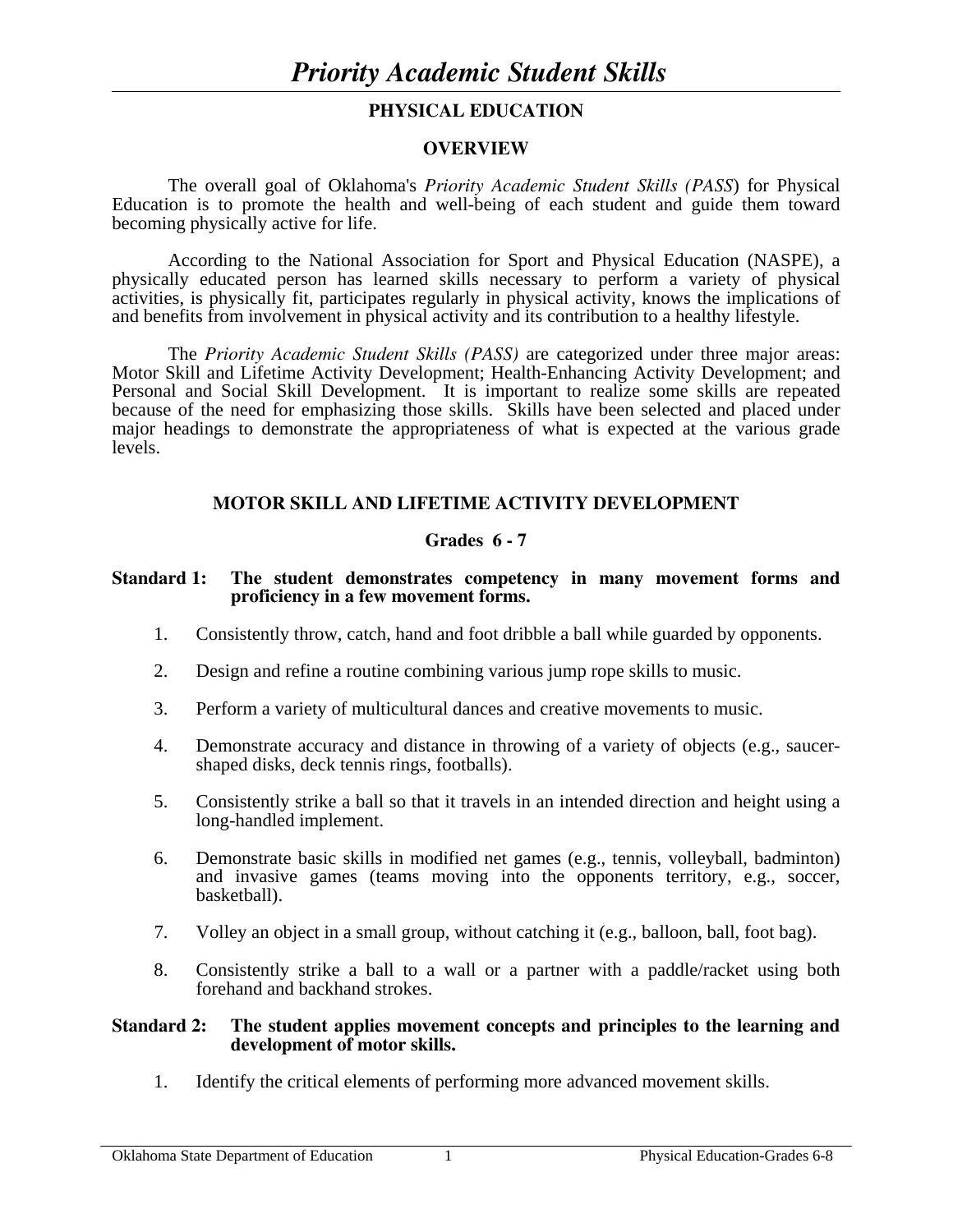# *Priority Academic Student Skills*

## PHYSICAL EDUCATION

### OVERVIEW

The overall goal of Oklahoma's *Priority Academic Student Skills (PASS*) for Physical Education is to promote the health and well-being of each student and guide them toward becoming physically active for life.

According to the National Association for Sport and Physical Education (NASPE), a physically educated person has learned skills necessary to perform a variety of physical activities, is physically fit, participates regularly in physical activity, knows the implications of and benefits from involvement in physical activity and its contribution to a healthy lifestyle.

The *Priority Academic Student Skills (PASS)* are categorized under three major areas: Motor Skill and Lifetime Activity Development; Health-Enhancing Activity Development; and Personal and Social Skill Development. It is important to realize some skills are repeated because of the need for emphasizing those skills. Skills have been selected and placed under major headings to demonstrate the appropriateness of what is expected at the various grade levels.

### MOTOR SKILL AND LIFETIME ACTIVITY DEVELOPMENT

### Grades 6 - 7

**Standard 1: The student demonstrates competency in many movement forms and proficiency in a few movement forms.**

1. Consistently throw, catch, hand and foot dribble a ball while guarded by opponents.
2. Design and refine a routine combining various jump rope skills to music.
3. Perform a variety of multicultural dances and creative movements to music.
4. Demonstrate accuracy and distance in throwing of a variety of objects (e.g., saucer-shaped disks, deck tennis rings, footballs).
5. Consistently strike a ball so that it travels in an intended direction and height using a long-handled implement.
6. Demonstrate basic skills in modified net games (e.g., tennis, volleyball, badminton) and invasive games (teams moving into the opponents territory, e.g., soccer, basketball).
7. Volley an object in a small group, without catching it (e.g., balloon, ball, foot bag).
8. Consistently strike a ball to a wall or a partner with a paddle/racket using both forehand and backhand strokes.

**Standard 2: The student applies movement concepts and principles to the learning and development of motor skills.**

1. Identify the critical elements of performing more advanced movement skills.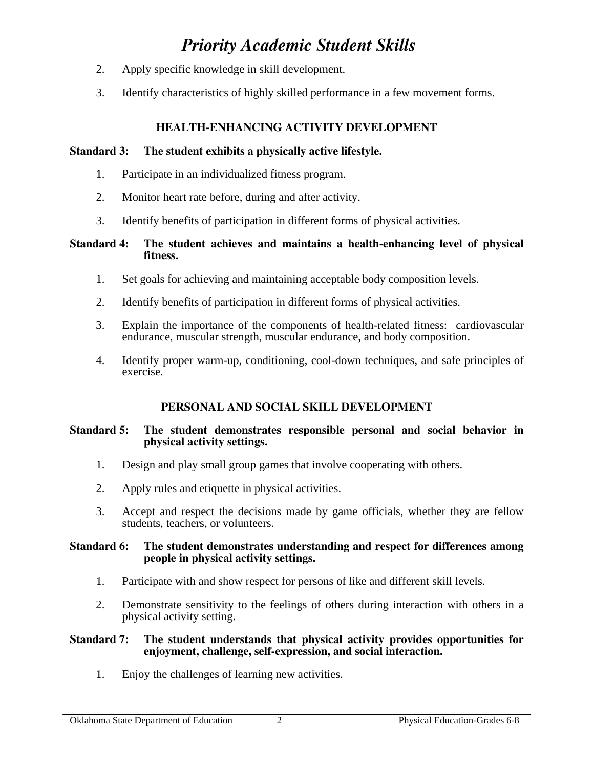2. Apply specific knowledge in skill development.

3. Identify characteristics of highly skilled performance in a few movement forms.

### HEALTH-ENHANCING ACTIVITY DEVELOPMENT

**Standard 3: The student exhibits a physically active lifestyle.**

1. Participate in an individualized fitness program.

2. Monitor heart rate before, during and after activity.

3. Identify benefits of participation in different forms of physical activities.

**Standard 4: The student achieves and maintains a health-enhancing level of physical fitness.**

1. Set goals for achieving and maintaining acceptable body composition levels.

2. Identify benefits of participation in different forms of physical activities.

3. Explain the importance of the components of health-related fitness: cardiovascular endurance, muscular strength, muscular endurance, and body composition.

4. Identify proper warm-up, conditioning, cool-down techniques, and safe principles of exercise.

### PERSONAL AND SOCIAL SKILL DEVELOPMENT

**Standard 5: The student demonstrates responsible personal and social behavior in physical activity settings.**

1. Design and play small group games that involve cooperating with others.

2. Apply rules and etiquette in physical activities.

3. Accept and respect the decisions made by game officials, whether they are fellow students, teachers, or volunteers.

**Standard 6: The student demonstrates understanding and respect for differences among people in physical activity settings.**

1. Participate with and show respect for persons of like and different skill levels.

2. Demonstrate sensitivity to the feelings of others during interaction with others in a physical activity setting.

**Standard 7: The student understands that physical activity provides opportunities for enjoyment, challenge, self-expression, and social interaction.**

1. Enjoy the challenges of learning new activities.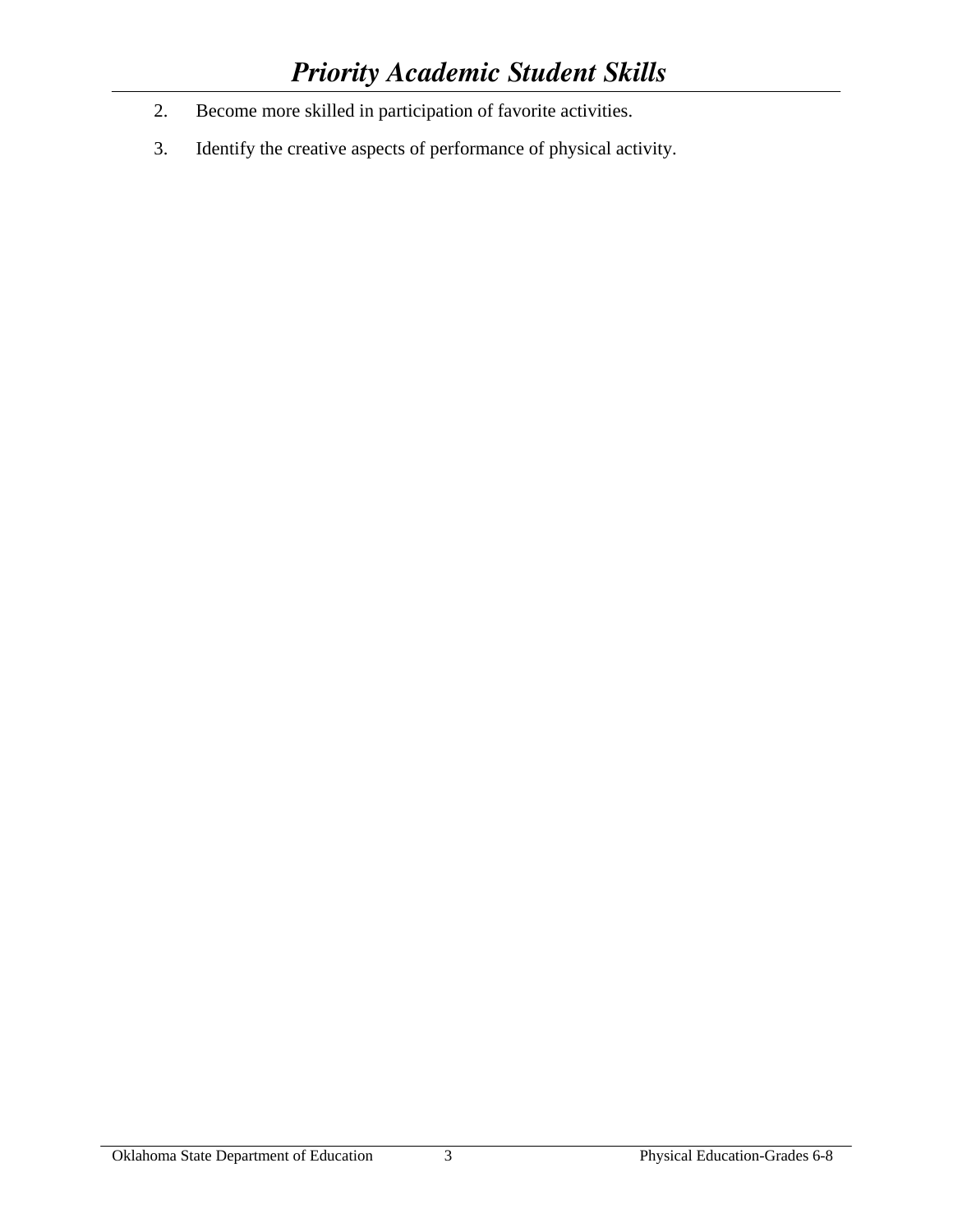2. Become more skilled in participation of favorite activities.

3. Identify the creative aspects of performance of physical activity.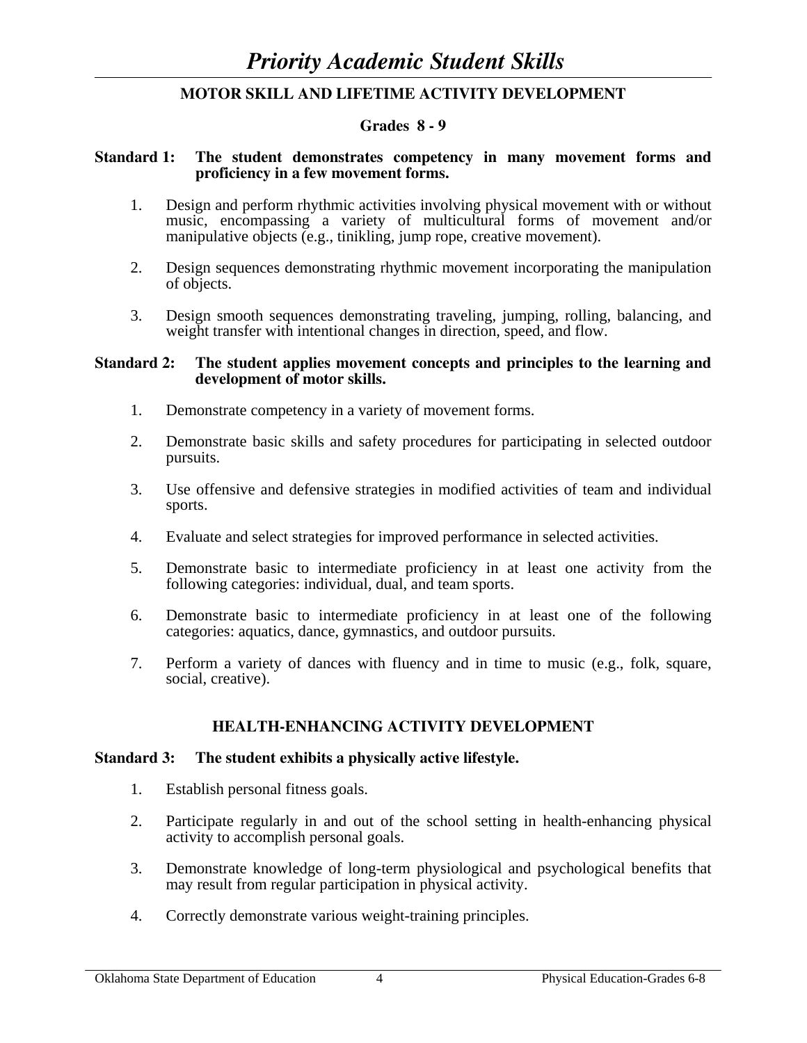# *Priority Academic Student Skills*

## MOTOR SKILL AND LIFETIME ACTIVITY DEVELOPMENT

### Grades 8 - 9

**Standard 1: The student demonstrates competency in many movement forms and proficiency in a few movement forms.**

1. Design and perform rhythmic activities involving physical movement with or without music, encompassing a variety of multicultural forms of movement and/or manipulative objects (e.g., tinikling, jump rope, creative movement).

2. Design sequences demonstrating rhythmic movement incorporating the manipulation of objects.

3. Design smooth sequences demonstrating traveling, jumping, rolling, balancing, and weight transfer with intentional changes in direction, speed, and flow.

**Standard 2: The student applies movement concepts and principles to the learning and development of motor skills.**

1. Demonstrate competency in a variety of movement forms.

2. Demonstrate basic skills and safety procedures for participating in selected outdoor pursuits.

3. Use offensive and defensive strategies in modified activities of team and individual sports.

4. Evaluate and select strategies for improved performance in selected activities.

5. Demonstrate basic to intermediate proficiency in at least one activity from the following categories: individual, dual, and team sports.

6. Demonstrate basic to intermediate proficiency in at least one of the following categories: aquatics, dance, gymnastics, and outdoor pursuits.

7. Perform a variety of dances with fluency and in time to music (e.g., folk, square, social, creative).

## HEALTH-ENHANCING ACTIVITY DEVELOPMENT

**Standard 3: The student exhibits a physically active lifestyle.**

1. Establish personal fitness goals.

2. Participate regularly in and out of the school setting in health-enhancing physical activity to accomplish personal goals.

3. Demonstrate knowledge of long-term physiological and psychological benefits that may result from regular participation in physical activity.

4. Correctly demonstrate various weight-training principles.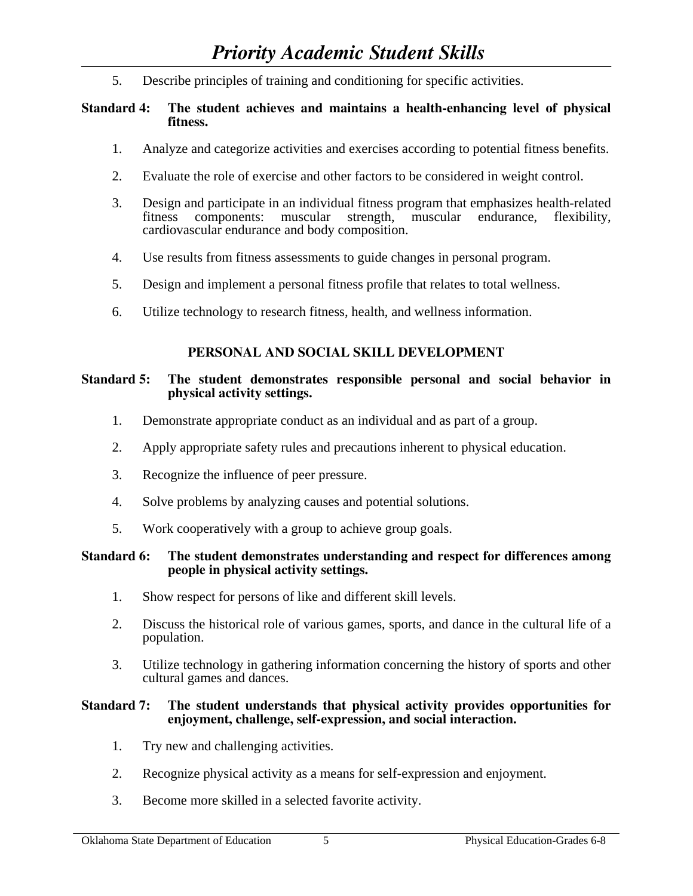5. Describe principles of training and conditioning for specific activities.

**Standard 4: The student achieves and maintains a health-enhancing level of physical fitness.**

1. Analyze and categorize activities and exercises according to potential fitness benefits.

2. Evaluate the role of exercise and other factors to be considered in weight control.

3. Design and participate in an individual fitness program that emphasizes health-related fitness components: muscular strength, muscular endurance, flexibility, cardiovascular endurance and body composition.

4. Use results from fitness assessments to guide changes in personal program.

5. Design and implement a personal fitness profile that relates to total wellness.

6. Utilize technology to research fitness, health, and wellness information.

## PERSONAL AND SOCIAL SKILL DEVELOPMENT

**Standard 5: The student demonstrates responsible personal and social behavior in physical activity settings.**

1. Demonstrate appropriate conduct as an individual and as part of a group.

2. Apply appropriate safety rules and precautions inherent to physical education.

3. Recognize the influence of peer pressure.

4. Solve problems by analyzing causes and potential solutions.

5. Work cooperatively with a group to achieve group goals.

**Standard 6: The student demonstrates understanding and respect for differences among people in physical activity settings.**

1. Show respect for persons of like and different skill levels.

2. Discuss the historical role of various games, sports, and dance in the cultural life of a population.

3. Utilize technology in gathering information concerning the history of sports and other cultural games and dances.

**Standard 7: The student understands that physical activity provides opportunities for enjoyment, challenge, self-expression, and social interaction.**

1. Try new and challenging activities.

2. Recognize physical activity as a means for self-expression and enjoyment.

3. Become more skilled in a selected favorite activity.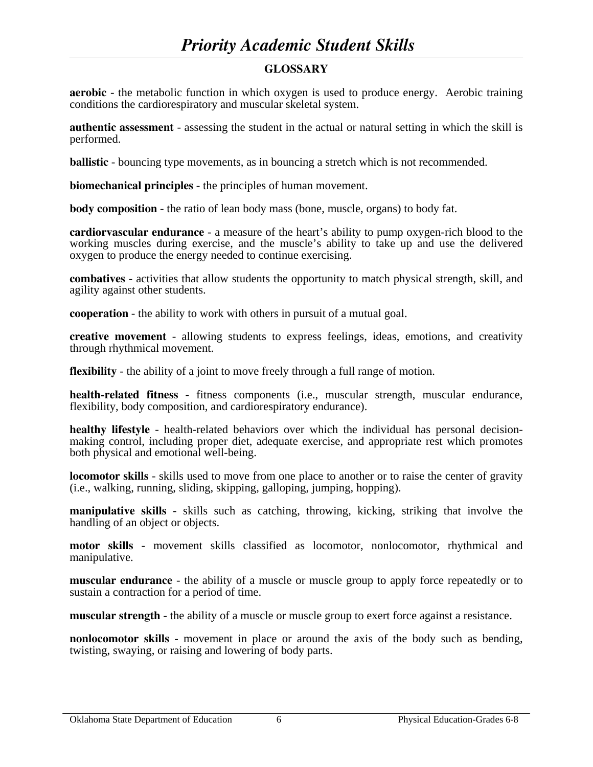# Priority Academic Student Skills

## GLOSSARY

**aerobic** - the metabolic function in which oxygen is used to produce energy. Aerobic training conditions the cardiorespiratory and muscular skeletal system.

**authentic assessment** - assessing the student in the actual or natural setting in which the skill is performed.

**ballistic** - bouncing type movements, as in bouncing a stretch which is not recommended.

**biomechanical principles** - the principles of human movement.

**body composition** - the ratio of lean body mass (bone, muscle, organs) to body fat.

**cardiorvascular endurance** - a measure of the heart's ability to pump oxygen-rich blood to the working muscles during exercise, and the muscle's ability to take up and use the delivered oxygen to produce the energy needed to continue exercising.

**combatives** - activities that allow students the opportunity to match physical strength, skill, and agility against other students.

**cooperation** - the ability to work with others in pursuit of a mutual goal.

**creative movement** - allowing students to express feelings, ideas, emotions, and creativity through rhythmical movement.

**flexibility** - the ability of a joint to move freely through a full range of motion.

**health-related fitness** - fitness components (i.e., muscular strength, muscular endurance, flexibility, body composition, and cardiorespiratory endurance).

**healthy lifestyle** - health-related behaviors over which the individual has personal decision-making control, including proper diet, adequate exercise, and appropriate rest which promotes both physical and emotional well-being.

**locomotor skills** - skills used to move from one place to another or to raise the center of gravity (i.e., walking, running, sliding, skipping, galloping, jumping, hopping).

**manipulative skills** - skills such as catching, throwing, kicking, striking that involve the handling of an object or objects.

**motor skills** - movement skills classified as locomotor, nonlocomotor, rhythmical and manipulative.

**muscular endurance** - the ability of a muscle or muscle group to apply force repeatedly or to sustain a contraction for a period of time.

**muscular strength** - the ability of a muscle or muscle group to exert force against a resistance.

**nonlocomotor skills** - movement in place or around the axis of the body such as bending, twisting, swaying, or raising and lowering of body parts.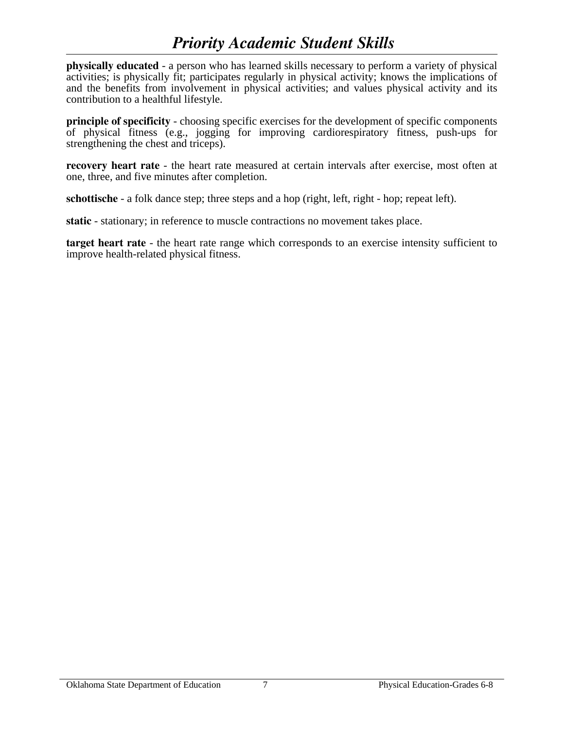# *Priority Academic Student Skills*

**physically educated** - a person who has learned skills necessary to perform a variety of physical activities; is physically fit; participates regularly in physical activity; knows the implications of and the benefits from involvement in physical activities; and values physical activity and its contribution to a healthful lifestyle.

**principle of specificity** - choosing specific exercises for the development of specific components of physical fitness (e.g., jogging for improving cardiorespiratory fitness, push-ups for strengthening the chest and triceps).

**recovery heart rate** - the heart rate measured at certain intervals after exercise, most often at one, three, and five minutes after completion.

**schottische** - a folk dance step; three steps and a hop (right, left, right - hop; repeat left).

**static** - stationary; in reference to muscle contractions no movement takes place.

**target heart rate** - the heart rate range which corresponds to an exercise intensity sufficient to improve health-related physical fitness.